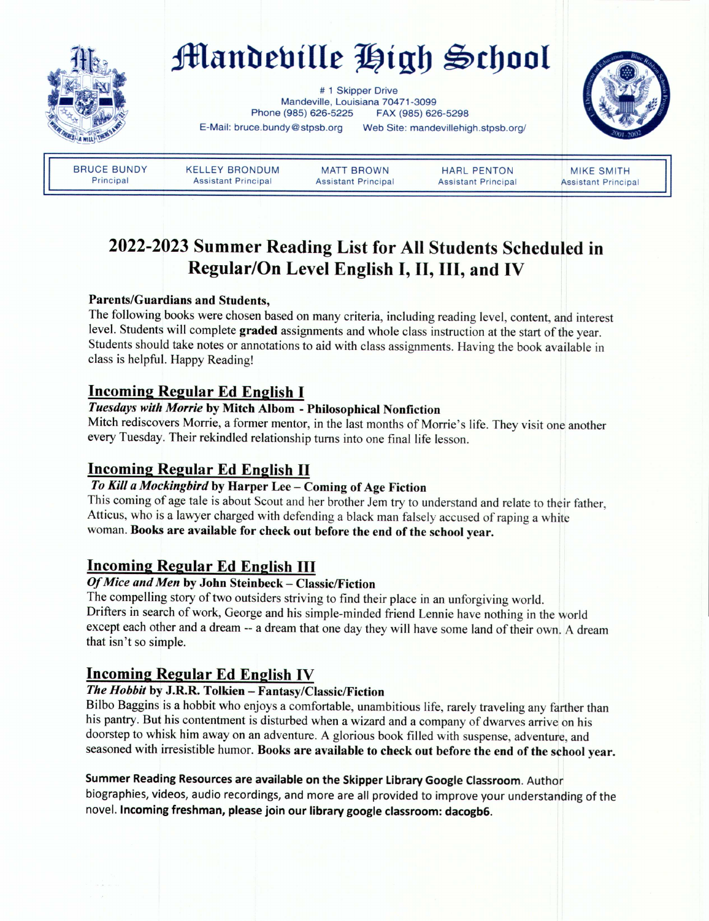# Mandeville High School

# 1 Skipper Drive
Mandeville, Louisiana 70471-3099
Phone (985) 626-5225 FAX (985) 626-5298
E-Mail: bruce.bundy@stpsb.org Web Site: mandevillehigh.stpsb.org/

| BRUCE BUNDY | KELLEY BRONDUM | MATT BROWN | HARL PENTON | MIKE SMITH |
|---|---|---|---|---|
| Principal | Assistant Principal | Assistant Principal | Assistant Principal | Assistant Principal |

## 2022-2023 Summer Reading List for All Students Scheduled in Regular/On Level English I, II, III, and IV

**Parents/Guardians and Students,**

The following books were chosen based on many criteria, including reading level, content, and interest level. Students will complete **graded** assignments and whole class instruction at the start of the year. Students should take notes or annotations to aid with class assignments. Having the book available in class is helpful. Happy Reading!

### Incoming Regular Ed English I

***Tuesdays with Morrie*** **by Mitch Albom - Philosophical Nonfiction**

Mitch rediscovers Morrie, a former mentor, in the last months of Morrie's life. They visit one another every Tuesday. Their rekindled relationship turns into one final life lesson.

### Incoming Regular Ed English II

***To Kill a Mockingbird*** **by Harper Lee – Coming of Age Fiction**

This coming of age tale is about Scout and her brother Jem try to understand and relate to their father, Atticus, who is a lawyer charged with defending a black man falsely accused of raping a white woman. **Books are available for check out before the end of the school year.**

### Incoming Regular Ed English III

***Of Mice and Men*** **by John Steinbeck – Classic/Fiction**

The compelling story of two outsiders striving to find their place in an unforgiving world. Drifters in search of work, George and his simple-minded friend Lennie have nothing in the world except each other and a dream -- a dream that one day they will have some land of their own. A dream that isn't so simple.

### Incoming Regular Ed English IV

***The Hobbit*** **by J.R.R. Tolkien – Fantasy/Classic/Fiction**

Bilbo Baggins is a hobbit who enjoys a comfortable, unambitious life, rarely traveling any farther than his pantry. But his contentment is disturbed when a wizard and a company of dwarves arrive on his doorstep to whisk him away on an adventure. A glorious book filled with suspense, adventure, and seasoned with irresistible humor. **Books are available to check out before the end of the school year.**

**Summer Reading Resources are available on the Skipper Library Google Classroom**. Author biographies, videos, audio recordings, and more are all provided to improve your understanding of the novel. **Incoming freshman, please join our library google classroom: dacogb6.**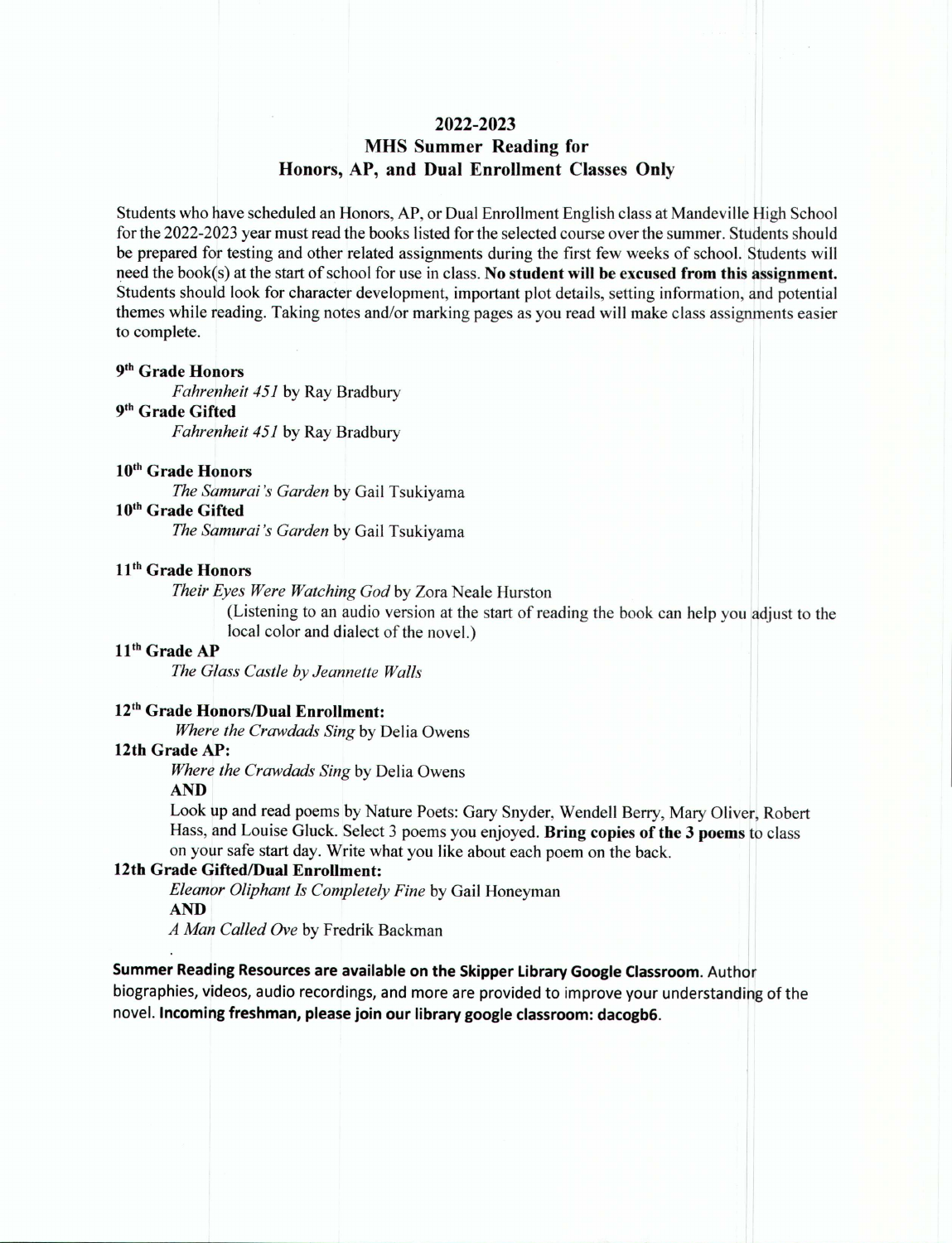# 2022-2023
## MHS Summer Reading for Honors, AP, and Dual Enrollment Classes Only

Students who have scheduled an Honors, AP, or Dual Enrollment English class at Mandeville High School for the 2022-2023 year must read the books listed for the selected course over the summer. Students should be prepared for testing and other related assignments during the first few weeks of school. Students will need the book(s) at the start of school for use in class. **No student will be excused from this assignment.** Students should look for character development, important plot details, setting information, and potential themes while reading. Taking notes and/or marking pages as you read will make class assignments easier to complete.

**9th Grade Honors**

*Fahrenheit 451* by Ray Bradbury

**9th Grade Gifted**

*Fahrenheit 451* by Ray Bradbury

**10th Grade Honors**

*The Samurai's Garden* by Gail Tsukiyama

**10th Grade Gifted**

*The Samurai's Garden* by Gail Tsukiyama

**11th Grade Honors**

*Their Eyes Were Watching God* by Zora Neale Hurston

(Listening to an audio version at the start of reading the book can help you adjust to the local color and dialect of the novel.)

**11th Grade AP**

*The Glass Castle by Jeannette Walls*

**12th Grade Honors/Dual Enrollment:**

*Where the Crawdads Sing* by Delia Owens

**12th Grade AP:**

*Where the Crawdads Sing* by Delia Owens

**AND**

Look up and read poems by Nature Poets: Gary Snyder, Wendell Berry, Mary Oliver, Robert Hass, and Louise Gluck. Select 3 poems you enjoyed. **Bring copies of the 3 poems** to class on your safe start day. Write what you like about each poem on the back.

**12th Grade Gifted/Dual Enrollment:**

*Eleanor Oliphant Is Completely Fine* by Gail Honeyman

**AND**

*A Man Called Ove* by Fredrik Backman

**Summer Reading Resources are available on the Skipper Library Google Classroom.** Author biographies, videos, audio recordings, and more are provided to improve your understanding of the novel. **Incoming freshman, please join our library google classroom: dacogb6.**